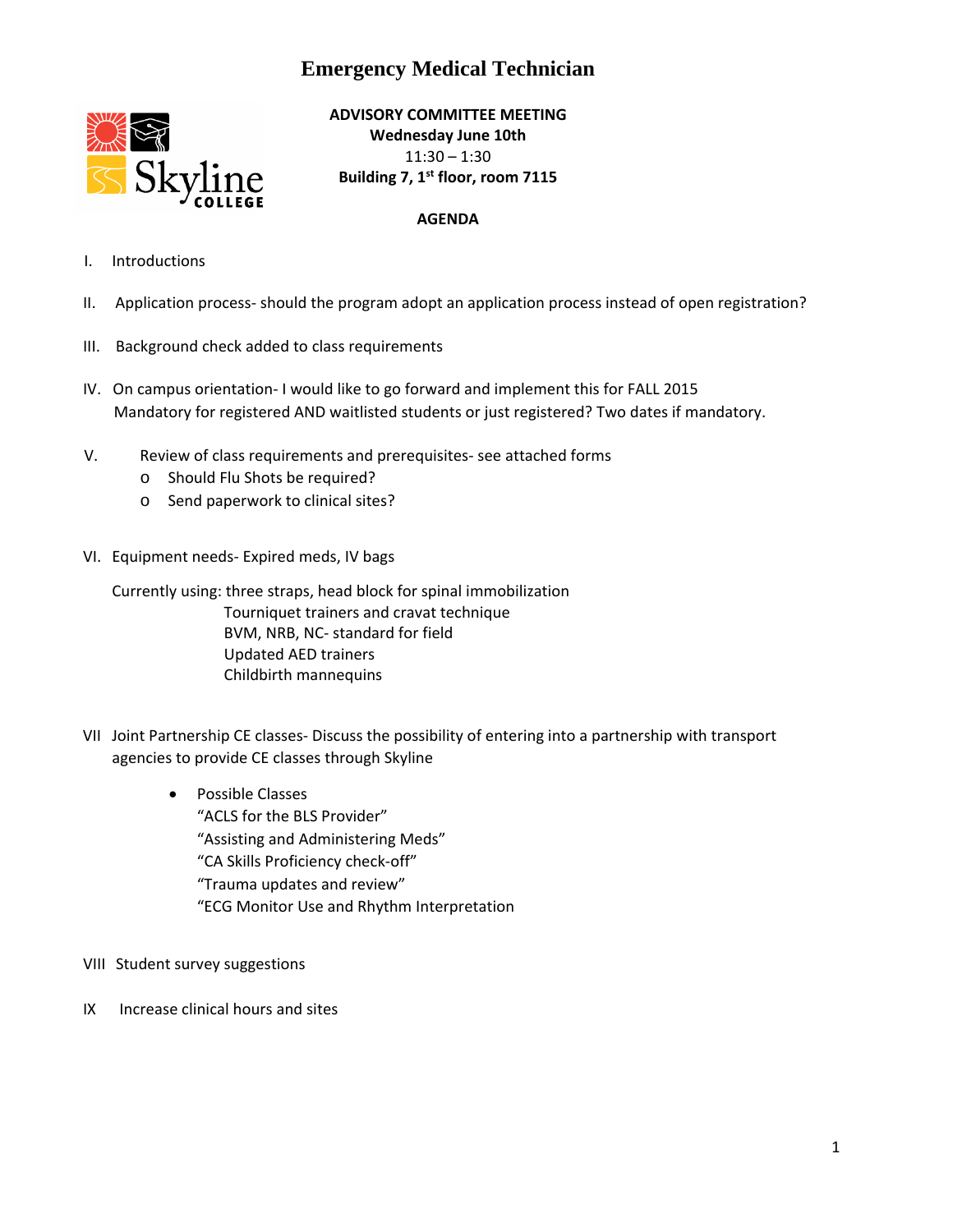# Emergency Medical Technician

**ADVISORY COMMITTEE MEETING**
**Wednesday June 10th**
11:30 – 1:30
**Building 7, 1st floor, room 7115**

**AGENDA**

I. Introductions

II. Application process- should the program adopt an application process instead of open registration?

III. Background check added to class requirements

IV. On campus orientation- I would like to go forward and implement this for FALL 2015
Mandatory for registered AND waitlisted students or just registered? Two dates if mandatory.

V. Review of class requirements and prerequisites- see attached forms
- Should Flu Shots be required?
- Send paperwork to clinical sites?

VI. Equipment needs- Expired meds, IV bags

Currently using: three straps, head block for spinal immobilization
Tourniquet trainers and cravat technique
BVM, NRB, NC- standard for field
Updated AED trainers
Childbirth mannequins

VII Joint Partnership CE classes- Discuss the possibility of entering into a partnership with transport agencies to provide CE classes through Skyline

- Possible Classes
"ACLS for the BLS Provider"
"Assisting and Administering Meds"
"CA Skills Proficiency check-off"
"Trauma updates and review"
"ECG Monitor Use and Rhythm Interpretation

VIII Student survey suggestions

IX Increase clinical hours and sites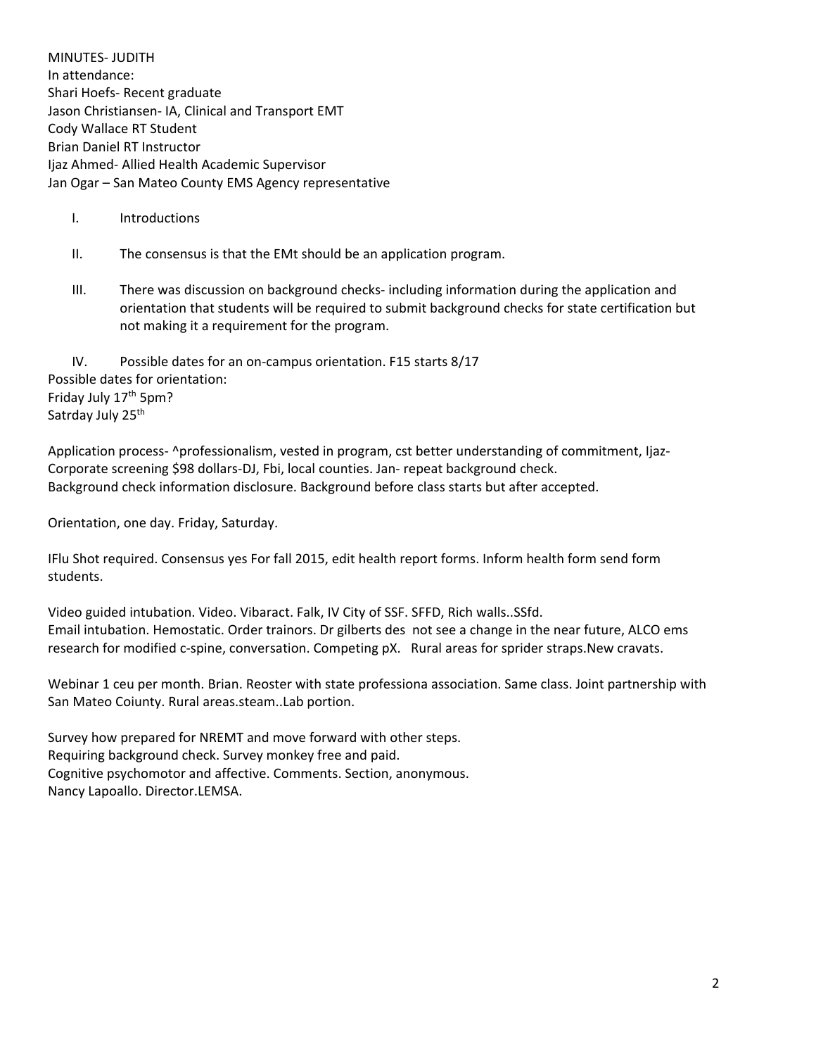MINUTES- JUDITH
In attendance:
Shari Hoefs- Recent graduate
Jason Christiansen- IA, Clinical and Transport EMT
Cody Wallace RT Student
Brian Daniel RT Instructor
Ijaz Ahmed- Allied Health Academic Supervisor
Jan Ogar – San Mateo County EMS Agency representative

I. Introductions

II. The consensus is that the EMt should be an application program.

III. There was discussion on background checks- including information during the application and orientation that students will be required to submit background checks for state certification but not making it a requirement for the program.

IV. Possible dates for an on-campus orientation. F15 starts 8/17

Possible dates for orientation:
Friday July 17th 5pm?
Satrday July 25th

Application process- ^professionalism, vested in program, cst better understanding of commitment, Ijaz- Corporate screening $98 dollars-DJ, Fbi, local counties. Jan- repeat background check.
Background check information disclosure. Background before class starts but after accepted.

Orientation, one day. Friday, Saturday.

IFlu Shot required. Consensus yes For fall 2015, edit health report forms. Inform health form send form students.

Video guided intubation. Video. Vibaract. Falk, IV City of SSF. SFFD, Rich walls..SSfd.
Email intubation. Hemostatic. Order trainors. Dr gilberts des not see a change in the near future, ALCO ems research for modified c-spine, conversation. Competing pX. Rural areas for sprider straps.New cravats.

Webinar 1 ceu per month. Brian. Reoster with state professiona association. Same class. Joint partnership with San Mateo Coiunty. Rural areas.steam..Lab portion.

Survey how prepared for NREMT and move forward with other steps.
Requiring background check. Survey monkey free and paid.
Cognitive psychomotor and affective. Comments. Section, anonymous.
Nancy Lapoallo. Director.LEMSA.